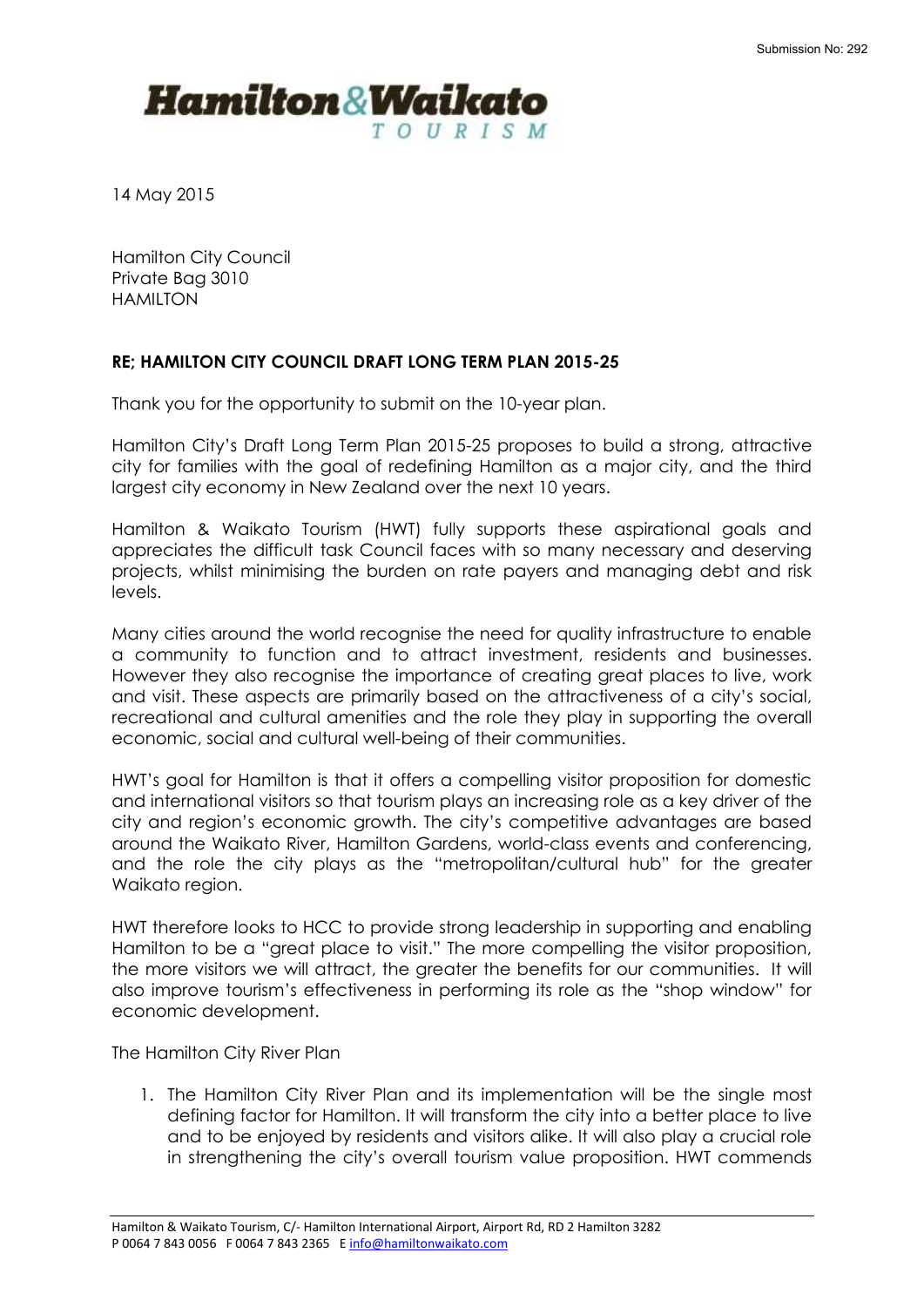Submission No: 292

**Hamilton & Waikato**
TOURISM

14 May 2015

Hamilton City Council
Private Bag 3010
HAMILTON

**RE; HAMILTON CITY COUNCIL DRAFT LONG TERM PLAN 2015-25**

Thank you for the opportunity to submit on the 10-year plan.

Hamilton City's Draft Long Term Plan 2015-25 proposes to build a strong, attractive city for families with the goal of redefining Hamilton as a major city, and the third largest city economy in New Zealand over the next 10 years.

Hamilton & Waikato Tourism (HWT) fully supports these aspirational goals and appreciates the difficult task Council faces with so many necessary and deserving projects, whilst minimising the burden on rate payers and managing debt and risk levels.

Many cities around the world recognise the need for quality infrastructure to enable a community to function and to attract investment, residents and businesses. However they also recognise the importance of creating great places to live, work and visit. These aspects are primarily based on the attractiveness of a city's social, recreational and cultural amenities and the role they play in supporting the overall economic, social and cultural well-being of their communities.

HWT's goal for Hamilton is that it offers a compelling visitor proposition for domestic and international visitors so that tourism plays an increasing role as a key driver of the city and region's economic growth. The city's competitive advantages are based around the Waikato River, Hamilton Gardens, world-class events and conferencing, and the role the city plays as the "metropolitan/cultural hub" for the greater Waikato region.

HWT therefore looks to HCC to provide strong leadership in supporting and enabling Hamilton to be a "great place to visit." The more compelling the visitor proposition, the more visitors we will attract, the greater the benefits for our communities. It will also improve tourism's effectiveness in performing its role as the "shop window" for economic development.

The Hamilton City River Plan

1. The Hamilton City River Plan and its implementation will be the single most defining factor for Hamilton. It will transform the city into a better place to live and to be enjoyed by residents and visitors alike. It will also play a crucial role in strengthening the city's overall tourism value proposition. HWT commends

Hamilton & Waikato Tourism, C/- Hamilton International Airport, Airport Rd, RD 2 Hamilton 3282
P 0064 7 843 0056 F 0064 7 843 2365 E info@hamiltonwaikato.com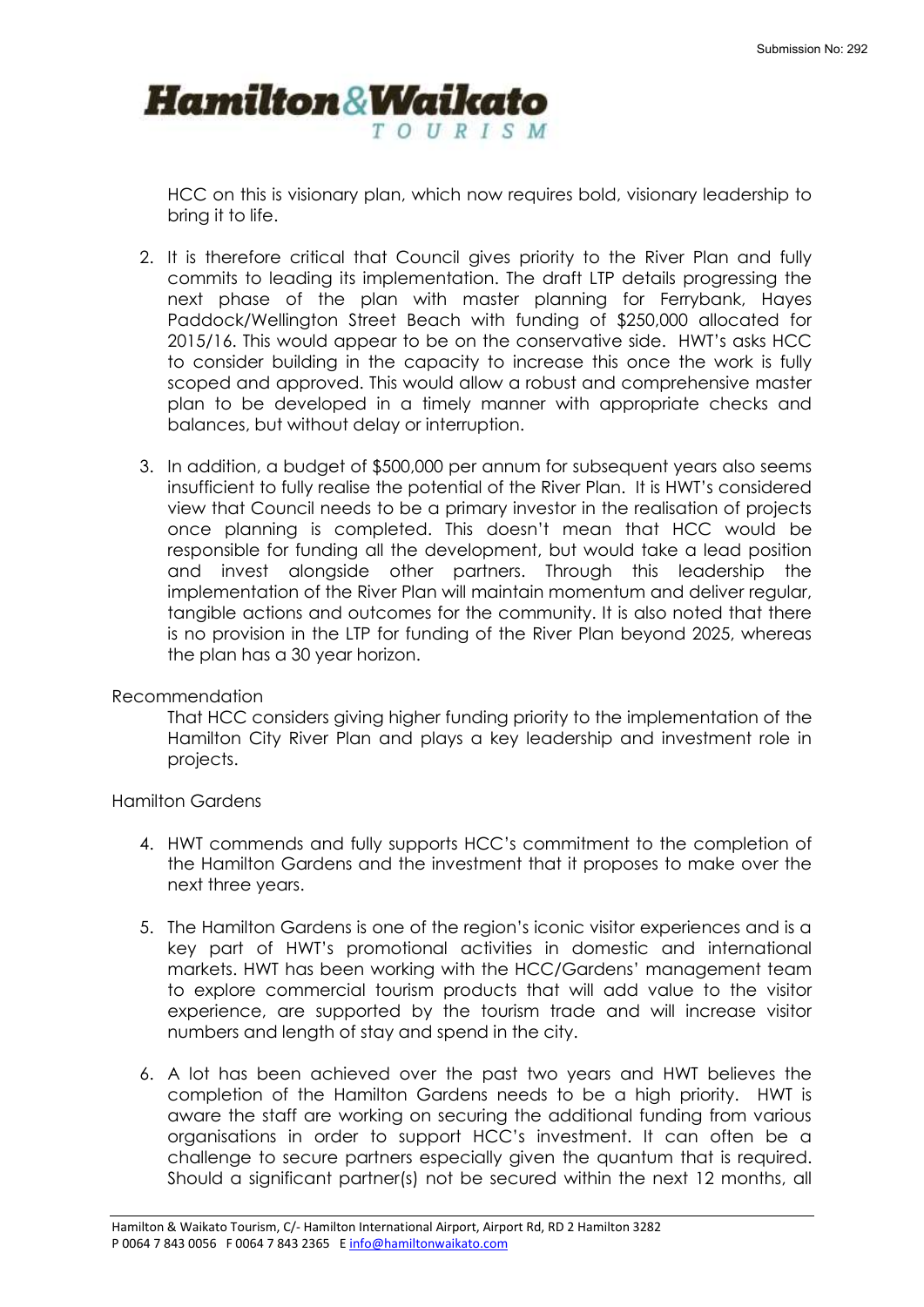HCC on this is visionary plan, which now requires bold, visionary leadership to bring it to life.

2. It is therefore critical that Council gives priority to the River Plan and fully commits to leading its implementation. The draft LTP details progressing the next phase of the plan with master planning for Ferrybank, Hayes Paddock/Wellington Street Beach with funding of $250,000 allocated for 2015/16. This would appear to be on the conservative side. HWT's asks HCC to consider building in the capacity to increase this once the work is fully scoped and approved. This would allow a robust and comprehensive master plan to be developed in a timely manner with appropriate checks and balances, but without delay or interruption.

3. In addition, a budget of $500,000 per annum for subsequent years also seems insufficient to fully realise the potential of the River Plan. It is HWT's considered view that Council needs to be a primary investor in the realisation of projects once planning is completed. This doesn't mean that HCC would be responsible for funding all the development, but would take a lead position and invest alongside other partners. Through this leadership the implementation of the River Plan will maintain momentum and deliver regular, tangible actions and outcomes for the community. It is also noted that there is no provision in the LTP for funding of the River Plan beyond 2025, whereas the plan has a 30 year horizon.

Recommendation

That HCC considers giving higher funding priority to the implementation of the Hamilton City River Plan and plays a key leadership and investment role in projects.

Hamilton Gardens

4. HWT commends and fully supports HCC's commitment to the completion of the Hamilton Gardens and the investment that it proposes to make over the next three years.

5. The Hamilton Gardens is one of the region's iconic visitor experiences and is a key part of HWT's promotional activities in domestic and international markets. HWT has been working with the HCC/Gardens' management team to explore commercial tourism products that will add value to the visitor experience, are supported by the tourism trade and will increase visitor numbers and length of stay and spend in the city.

6. A lot has been achieved over the past two years and HWT believes the completion of the Hamilton Gardens needs to be a high priority. HWT is aware the staff are working on securing the additional funding from various organisations in order to support HCC's investment. It can often be a challenge to secure partners especially given the quantum that is required. Should a significant partner(s) not be secured within the next 12 months, all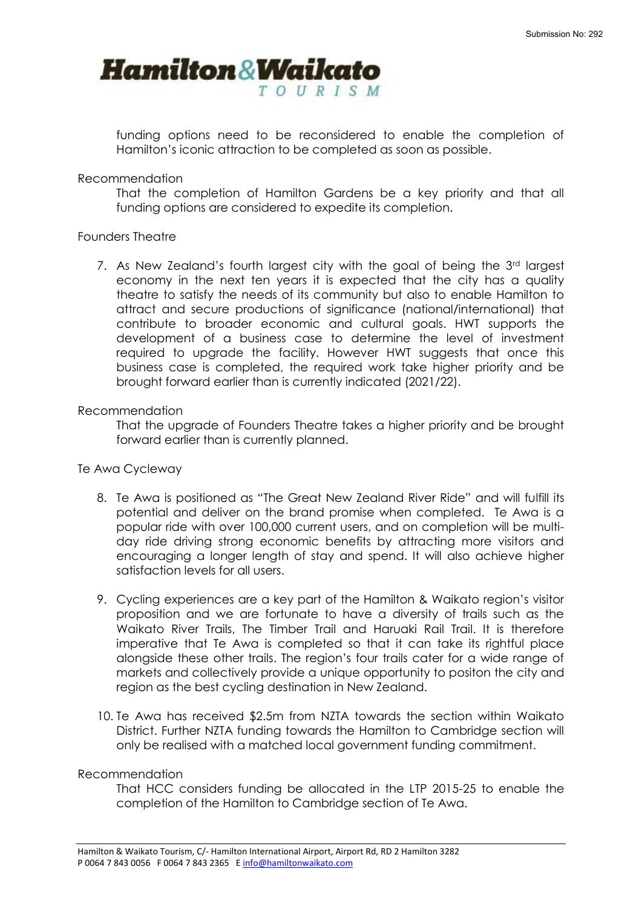funding options need to be reconsidered to enable the completion of Hamilton's iconic attraction to be completed as soon as possible.

Recommendation

That the completion of Hamilton Gardens be a key priority and that all funding options are considered to expedite its completion.

Founders Theatre

7. As New Zealand's fourth largest city with the goal of being the 3rd largest economy in the next ten years it is expected that the city has a quality theatre to satisfy the needs of its community but also to enable Hamilton to attract and secure productions of significance (national/international) that contribute to broader economic and cultural goals. HWT supports the development of a business case to determine the level of investment required to upgrade the facility. However HWT suggests that once this business case is completed, the required work take higher priority and be brought forward earlier than is currently indicated (2021/22).

Recommendation

That the upgrade of Founders Theatre takes a higher priority and be brought forward earlier than is currently planned.

Te Awa Cycleway

8. Te Awa is positioned as "The Great New Zealand River Ride" and will fulfill its potential and deliver on the brand promise when completed. Te Awa is a popular ride with over 100,000 current users, and on completion will be multi-day ride driving strong economic benefits by attracting more visitors and encouraging a longer length of stay and spend. It will also achieve higher satisfaction levels for all users.

9. Cycling experiences are a key part of the Hamilton & Waikato region's visitor proposition and we are fortunate to have a diversity of trails such as the Waikato River Trails, The Timber Trail and Haruaki Rail Trail. It is therefore imperative that Te Awa is completed so that it can take its rightful place alongside these other trails. The region's four trails cater for a wide range of markets and collectively provide a unique opportunity to positon the city and region as the best cycling destination in New Zealand.

10. Te Awa has received $2.5m from NZTA towards the section within Waikato District. Further NZTA funding towards the Hamilton to Cambridge section will only be realised with a matched local government funding commitment.

Recommendation

That HCC considers funding be allocated in the LTP 2015-25 to enable the completion of the Hamilton to Cambridge section of Te Awa.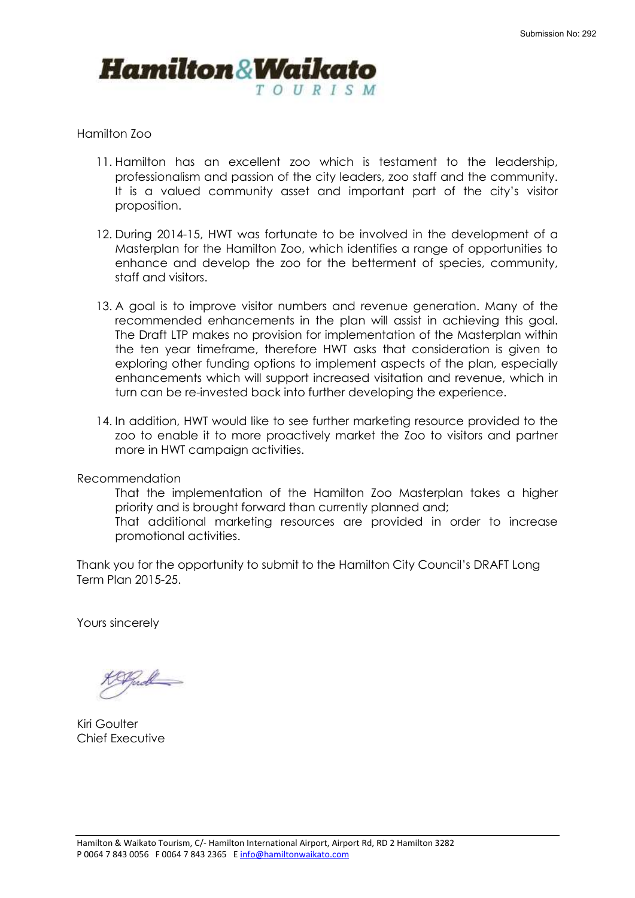Submission No: 292

Hamilton & Waikato TOURISM

Hamilton Zoo

11. Hamilton has an excellent zoo which is testament to the leadership, professionalism and passion of the city leaders, zoo staff and the community. It is a valued community asset and important part of the city's visitor proposition.

12. During 2014-15, HWT was fortunate to be involved in the development of a Masterplan for the Hamilton Zoo, which identifies a range of opportunities to enhance and develop the zoo for the betterment of species, community, staff and visitors.

13. A goal is to improve visitor numbers and revenue generation. Many of the recommended enhancements in the plan will assist in achieving this goal. The Draft LTP makes no provision for implementation of the Masterplan within the ten year timeframe, therefore HWT asks that consideration is given to exploring other funding options to implement aspects of the plan, especially enhancements which will support increased visitation and revenue, which in turn can be re-invested back into further developing the experience.

14. In addition, HWT would like to see further marketing resource provided to the zoo to enable it to more proactively market the Zoo to visitors and partner more in HWT campaign activities.

Recommendation

That the implementation of the Hamilton Zoo Masterplan takes a higher priority and is brought forward than currently planned and;

That additional marketing resources are provided in order to increase promotional activities.

Thank you for the opportunity to submit to the Hamilton City Council's DRAFT Long Term Plan 2015-25.

Yours sincerely

Kiri Goulter
Chief Executive

Hamilton & Waikato Tourism, C/- Hamilton International Airport, Airport Rd, RD 2 Hamilton 3282
P 0064 7 843 0056 F 0064 7 843 2365 E info@hamiltonwaikato.com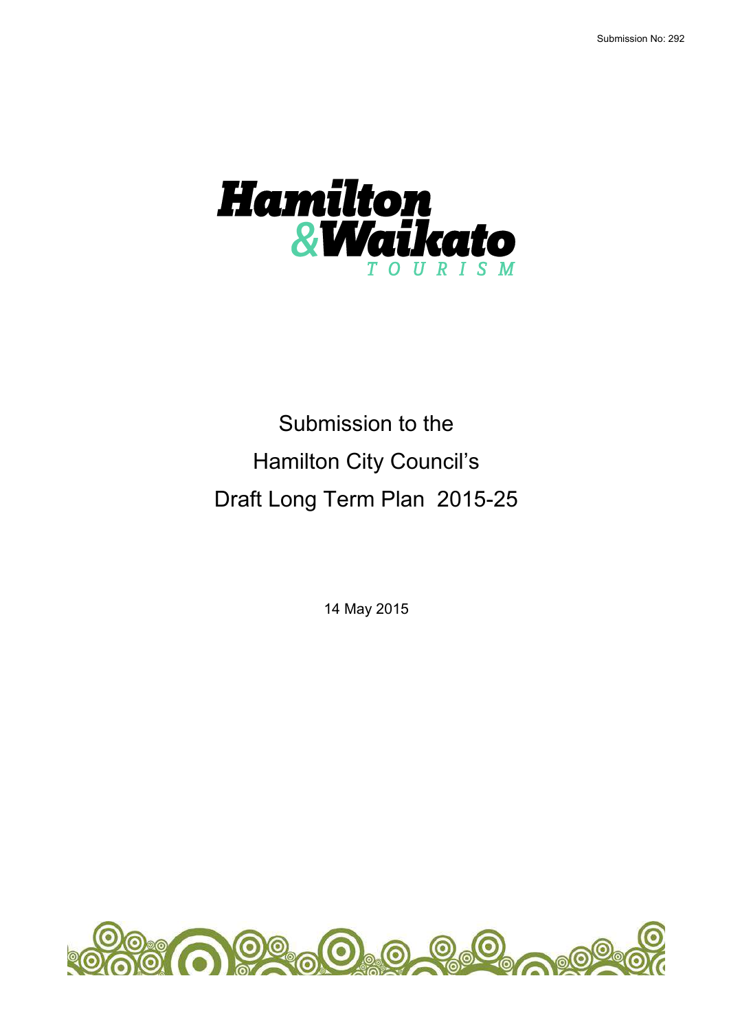Submission No: 292

Hamilton & Waikato TOURISM

Submission to the

Hamilton City Council's

Draft Long Term Plan 2015-25

14 May 2015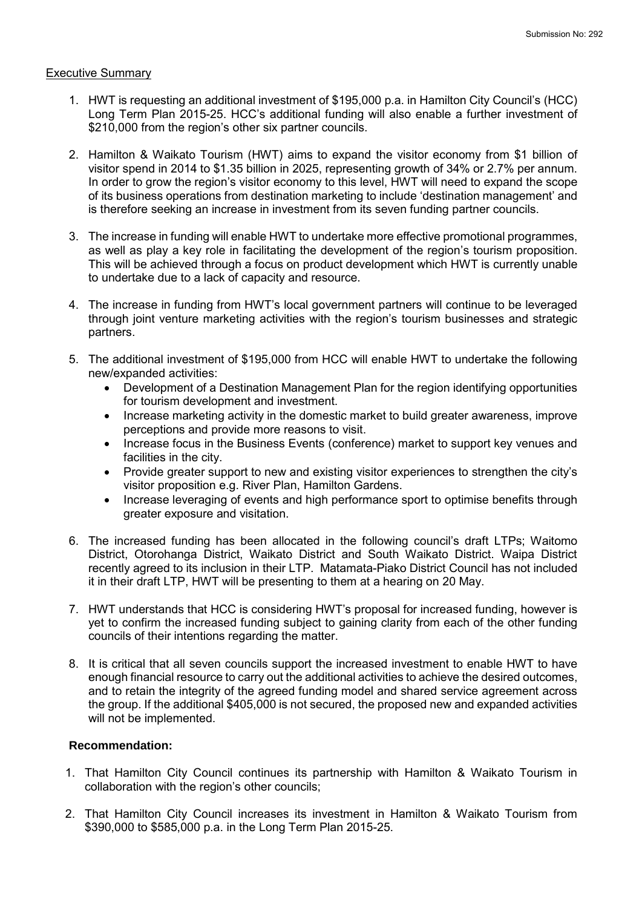Executive Summary

1. HWT is requesting an additional investment of $195,000 p.a. in Hamilton City Council's (HCC) Long Term Plan 2015-25. HCC's additional funding will also enable a further investment of $210,000 from the region's other six partner councils.

2. Hamilton & Waikato Tourism (HWT) aims to expand the visitor economy from $1 billion of visitor spend in 2014 to $1.35 billion in 2025, representing growth of 34% or 2.7% per annum. In order to grow the region's visitor economy to this level, HWT will need to expand the scope of its business operations from destination marketing to include 'destination management' and is therefore seeking an increase in investment from its seven funding partner councils.

3. The increase in funding will enable HWT to undertake more effective promotional programmes, as well as play a key role in facilitating the development of the region's tourism proposition. This will be achieved through a focus on product development which HWT is currently unable to undertake due to a lack of capacity and resource.

4. The increase in funding from HWT's local government partners will continue to be leveraged through joint venture marketing activities with the region's tourism businesses and strategic partners.

5. The additional investment of $195,000 from HCC will enable HWT to undertake the following new/expanded activities:
   - Development of a Destination Management Plan for the region identifying opportunities for tourism development and investment.
   - Increase marketing activity in the domestic market to build greater awareness, improve perceptions and provide more reasons to visit.
   - Increase focus in the Business Events (conference) market to support key venues and facilities in the city.
   - Provide greater support to new and existing visitor experiences to strengthen the city's visitor proposition e.g. River Plan, Hamilton Gardens.
   - Increase leveraging of events and high performance sport to optimise benefits through greater exposure and visitation.

6. The increased funding has been allocated in the following council's draft LTPs; Waitomo District, Otorohanga District, Waikato District and South Waikato District. Waipa District recently agreed to its inclusion in their LTP. Matamata-Piako District Council has not included it in their draft LTP, HWT will be presenting to them at a hearing on 20 May.

7. HWT understands that HCC is considering HWT's proposal for increased funding, however is yet to confirm the increased funding subject to gaining clarity from each of the other funding councils of their intentions regarding the matter.

8. It is critical that all seven councils support the increased investment to enable HWT to have enough financial resource to carry out the additional activities to achieve the desired outcomes, and to retain the integrity of the agreed funding model and shared service agreement across the group. If the additional $405,000 is not secured, the proposed new and expanded activities will not be implemented.

**Recommendation:**

1. That Hamilton City Council continues its partnership with Hamilton & Waikato Tourism in collaboration with the region's other councils;

2. That Hamilton City Council increases its investment in Hamilton & Waikato Tourism from $390,000 to $585,000 p.a. in the Long Term Plan 2015-25.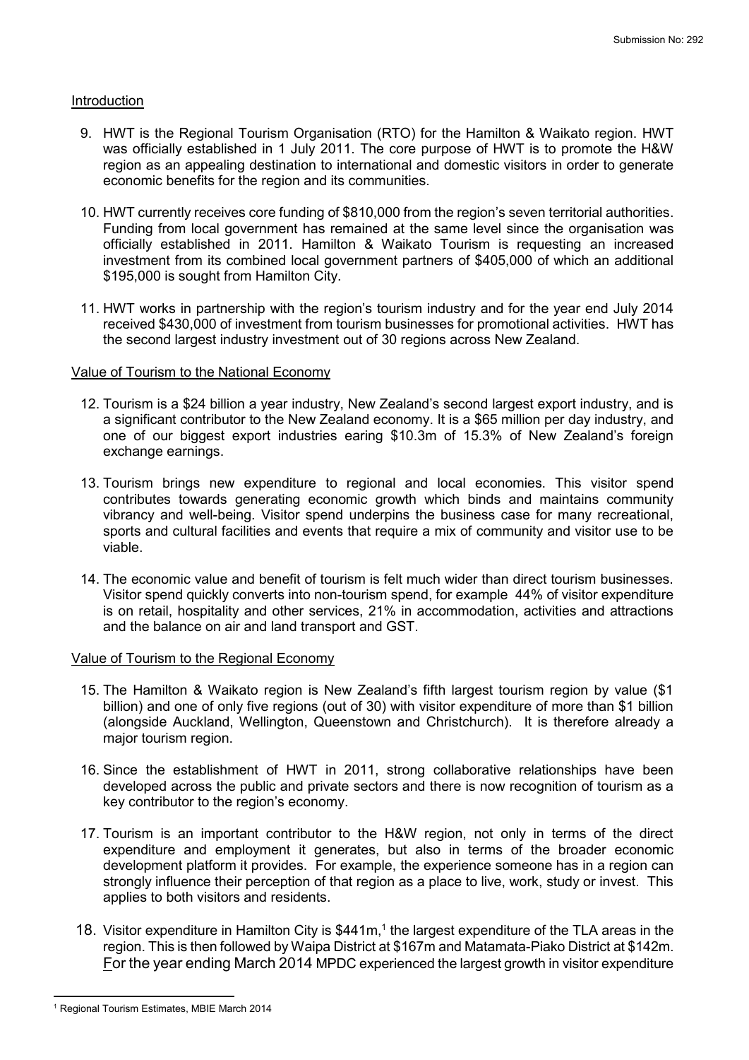Introduction

9. HWT is the Regional Tourism Organisation (RTO) for the Hamilton & Waikato region. HWT was officially established in 1 July 2011. The core purpose of HWT is to promote the H&W region as an appealing destination to international and domestic visitors in order to generate economic benefits for the region and its communities.

10. HWT currently receives core funding of $810,000 from the region's seven territorial authorities. Funding from local government has remained at the same level since the organisation was officially established in 2011. Hamilton & Waikato Tourism is requesting an increased investment from its combined local government partners of $405,000 of which an additional $195,000 is sought from Hamilton City.

11. HWT works in partnership with the region's tourism industry and for the year end July 2014 received $430,000 of investment from tourism businesses for promotional activities. HWT has the second largest industry investment out of 30 regions across New Zealand.

Value of Tourism to the National Economy

12. Tourism is a $24 billion a year industry, New Zealand's second largest export industry, and is a significant contributor to the New Zealand economy. It is a $65 million per day industry, and one of our biggest export industries earing $10.3m of 15.3% of New Zealand's foreign exchange earnings.

13. Tourism brings new expenditure to regional and local economies. This visitor spend contributes towards generating economic growth which binds and maintains community vibrancy and well-being. Visitor spend underpins the business case for many recreational, sports and cultural facilities and events that require a mix of community and visitor use to be viable.

14. The economic value and benefit of tourism is felt much wider than direct tourism businesses. Visitor spend quickly converts into non-tourism spend, for example 44% of visitor expenditure is on retail, hospitality and other services, 21% in accommodation, activities and attractions and the balance on air and land transport and GST.

Value of Tourism to the Regional Economy

15. The Hamilton & Waikato region is New Zealand's fifth largest tourism region by value ($1 billion) and one of only five regions (out of 30) with visitor expenditure of more than $1 billion (alongside Auckland, Wellington, Queenstown and Christchurch). It is therefore already a major tourism region.

16. Since the establishment of HWT in 2011, strong collaborative relationships have been developed across the public and private sectors and there is now recognition of tourism as a key contributor to the region's economy.

17. Tourism is an important contributor to the H&W region, not only in terms of the direct expenditure and employment it generates, but also in terms of the broader economic development platform it provides. For example, the experience someone has in a region can strongly influence their perception of that region as a place to live, work, study or invest. This applies to both visitors and residents.

18. Visitor expenditure in Hamilton City is $441m,[1] the largest expenditure of the TLA areas in the region. This is then followed by Waipa District at $167m and Matamata-Piako District at $142m. For the year ending March 2014 MPDC experienced the largest growth in visitor expenditure

[1] Regional Tourism Estimates, MBIE March 2014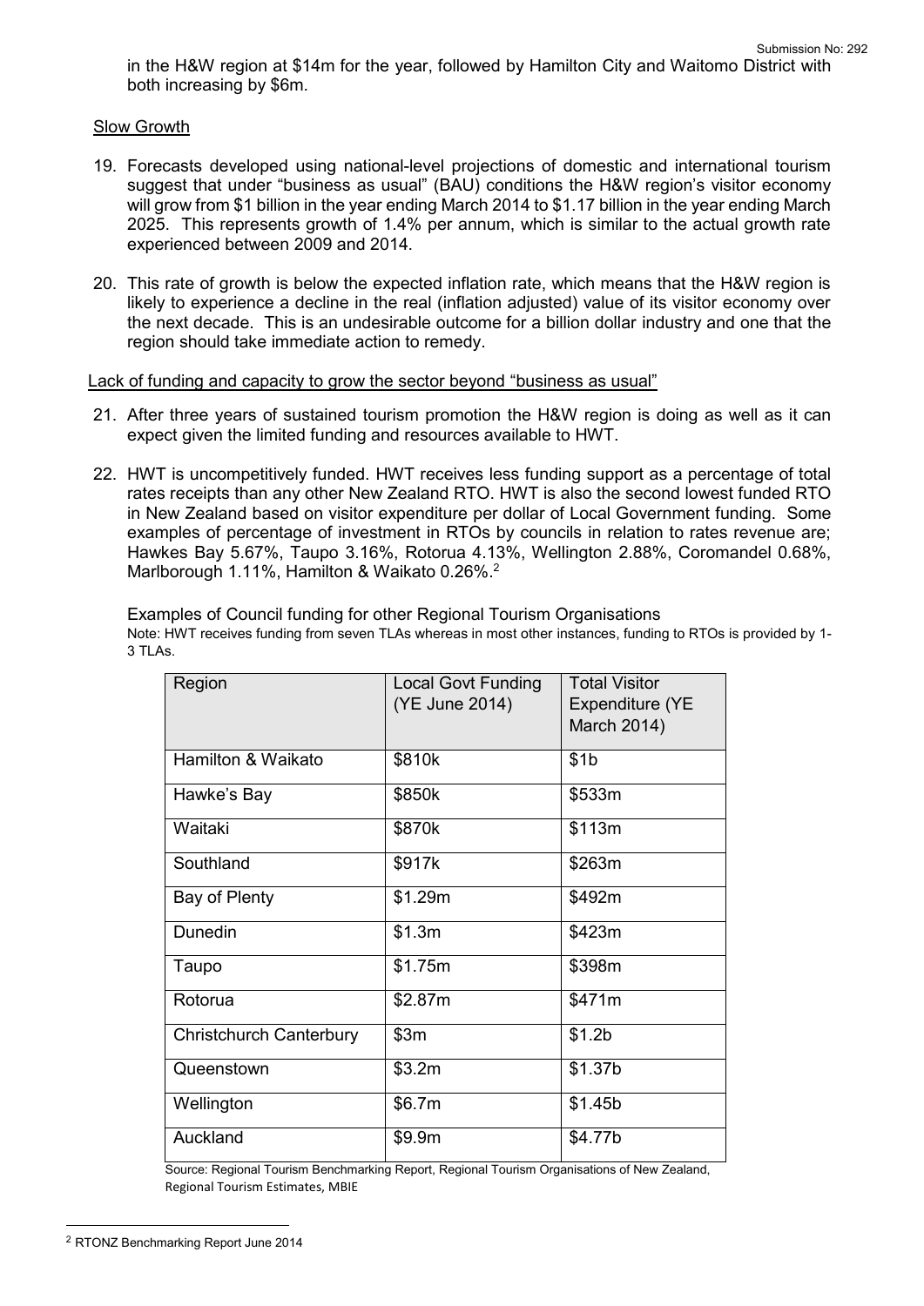in the H&W region at $14m for the year, followed by Hamilton City and Waitomo District with both increasing by $6m.

Slow Growth

19. Forecasts developed using national-level projections of domestic and international tourism suggest that under "business as usual" (BAU) conditions the H&W region's visitor economy will grow from $1 billion in the year ending March 2014 to $1.17 billion in the year ending March 2025. This represents growth of 1.4% per annum, which is similar to the actual growth rate experienced between 2009 and 2014.

20. This rate of growth is below the expected inflation rate, which means that the H&W region is likely to experience a decline in the real (inflation adjusted) value of its visitor economy over the next decade. This is an undesirable outcome for a billion dollar industry and one that the region should take immediate action to remedy.

Lack of funding and capacity to grow the sector beyond "business as usual"

21. After three years of sustained tourism promotion the H&W region is doing as well as it can expect given the limited funding and resources available to HWT.

22. HWT is uncompetitively funded. HWT receives less funding support as a percentage of total rates receipts than any other New Zealand RTO. HWT is also the second lowest funded RTO in New Zealand based on visitor expenditure per dollar of Local Government funding. Some examples of percentage of investment in RTOs by councils in relation to rates revenue are; Hawkes Bay 5.67%, Taupo 3.16%, Rotorua 4.13%, Wellington 2.88%, Coromandel 0.68%, Marlborough 1.11%, Hamilton & Waikato 0.26%.[2]

Examples of Council funding for other Regional Tourism Organisations

Note: HWT receives funding from seven TLAs whereas in most other instances, funding to RTOs is provided by 1-3 TLAs.

| Region | Local Govt Funding (YE June 2014) | Total Visitor Expenditure (YE March 2014) |
|---|---|---|
| Hamilton & Waikato | $810k | $1b |
| Hawke's Bay | $850k | $533m |
| Waitaki | $870k | $113m |
| Southland | $917k | $263m |
| Bay of Plenty | $1.29m | $492m |
| Dunedin | $1.3m | $423m |
| Taupo | $1.75m | $398m |
| Rotorua | $2.87m | $471m |
| Christchurch Canterbury | $3m | $1.2b |
| Queenstown | $3.2m | $1.37b |
| Wellington | $6.7m | $1.45b |
| Auckland | $9.9m | $4.77b |

Source: Regional Tourism Benchmarking Report, Regional Tourism Organisations of New Zealand, Regional Tourism Estimates, MBIE

[2] RTONZ Benchmarking Report June 2014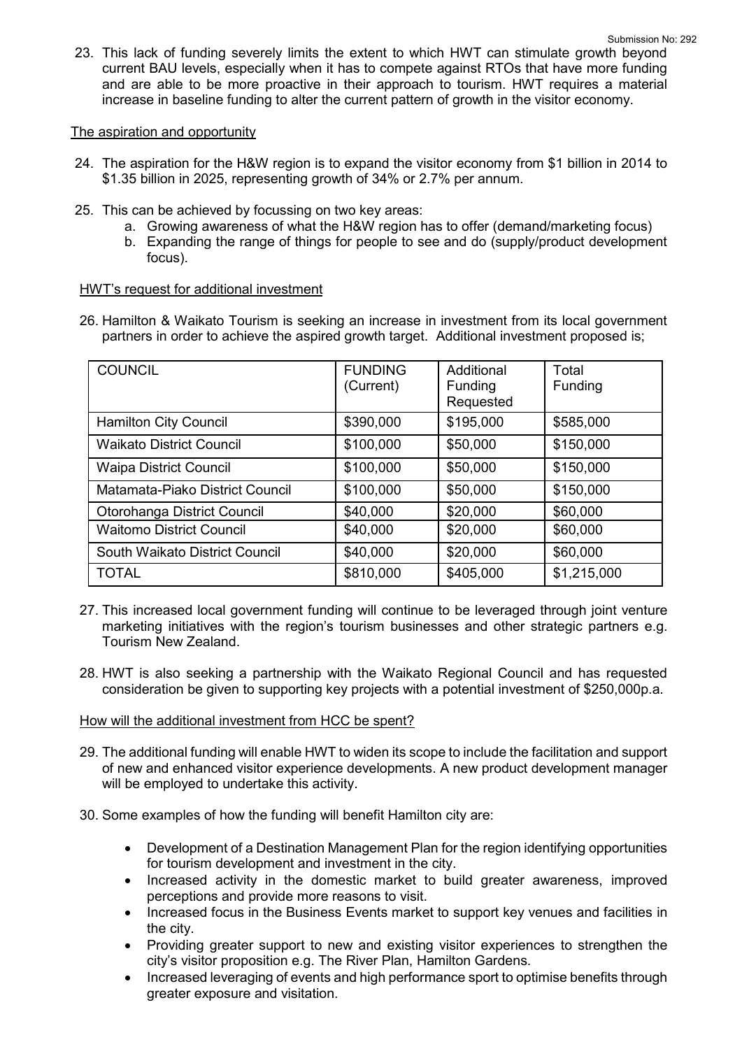23. This lack of funding severely limits the extent to which HWT can stimulate growth beyond current BAU levels, especially when it has to compete against RTOs that have more funding and are able to be more proactive in their approach to tourism. HWT requires a material increase in baseline funding to alter the current pattern of growth in the visitor economy.

The aspiration and opportunity

24. The aspiration for the H&W region is to expand the visitor economy from $1 billion in 2014 to $1.35 billion in 2025, representing growth of 34% or 2.7% per annum.

25. This can be achieved by focussing on two key areas:
    a. Growing awareness of what the H&W region has to offer (demand/marketing focus)
    b. Expanding the range of things for people to see and do (supply/product development focus).

HWT's request for additional investment

26. Hamilton & Waikato Tourism is seeking an increase in investment from its local government partners in order to achieve the aspired growth target. Additional investment proposed is;

| COUNCIL | FUNDING (Current) | Additional Funding Requested | Total Funding |
|---|---|---|---|
| Hamilton City Council | $390,000 | $195,000 | $585,000 |
| Waikato District Council | $100,000 | $50,000 | $150,000 |
| Waipa District Council | $100,000 | $50,000 | $150,000 |
| Matamata-Piako District Council | $100,000 | $50,000 | $150,000 |
| Otorohanga District Council | $40,000 | $20,000 | $60,000 |
| Waitomo District Council | $40,000 | $20,000 | $60,000 |
| South Waikato District Council | $40,000 | $20,000 | $60,000 |
| TOTAL | $810,000 | $405,000 | $1,215,000 |

27. This increased local government funding will continue to be leveraged through joint venture marketing initiatives with the region's tourism businesses and other strategic partners e.g. Tourism New Zealand.

28. HWT is also seeking a partnership with the Waikato Regional Council and has requested consideration be given to supporting key projects with a potential investment of $250,000p.a.

How will the additional investment from HCC be spent?

29. The additional funding will enable HWT to widen its scope to include the facilitation and support of new and enhanced visitor experience developments. A new product development manager will be employed to undertake this activity.

30. Some examples of how the funding will benefit Hamilton city are:

    - Development of a Destination Management Plan for the region identifying opportunities for tourism development and investment in the city.
    - Increased activity in the domestic market to build greater awareness, improved perceptions and provide more reasons to visit.
    - Increased focus in the Business Events market to support key venues and facilities in the city.
    - Providing greater support to new and existing visitor experiences to strengthen the city's visitor proposition e.g. The River Plan, Hamilton Gardens.
    - Increased leveraging of events and high performance sport to optimise benefits through greater exposure and visitation.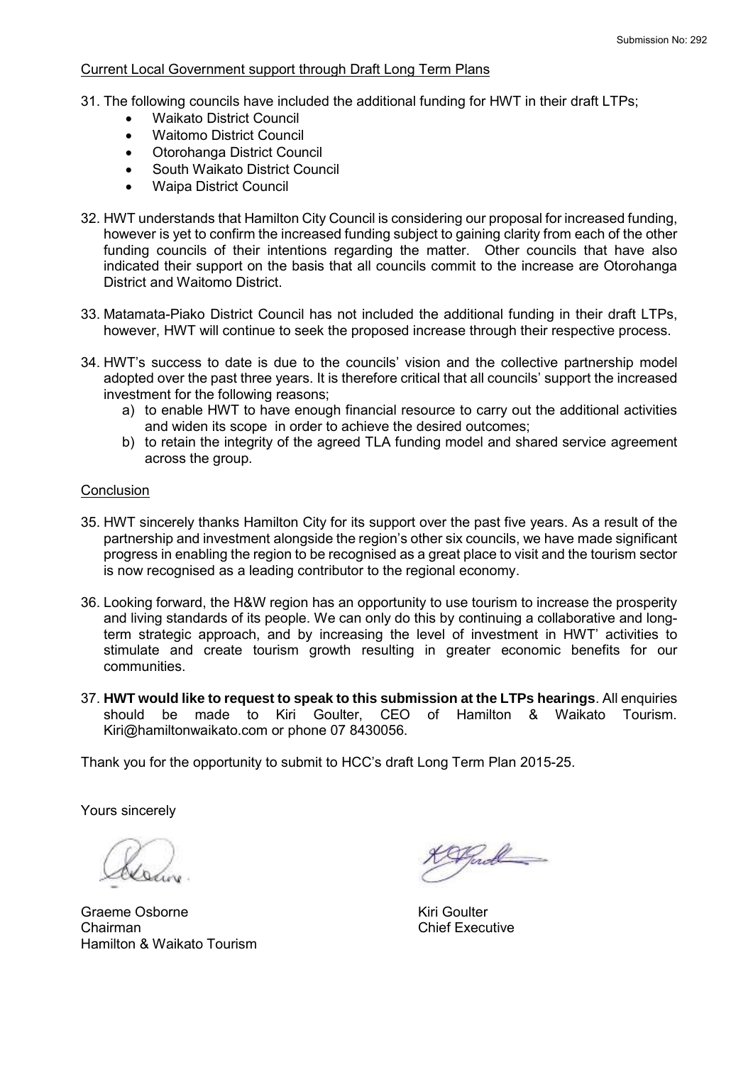Current Local Government support through Draft Long Term Plans

31. The following councils have included the additional funding for HWT in their draft LTPs;
    - Waikato District Council
    - Waitomo District Council
    - Otorohanga District Council
    - South Waikato District Council
    - Waipa District Council

32. HWT understands that Hamilton City Council is considering our proposal for increased funding, however is yet to confirm the increased funding subject to gaining clarity from each of the other funding councils of their intentions regarding the matter. Other councils that have also indicated their support on the basis that all councils commit to the increase are Otorohanga District and Waitomo District.

33. Matamata-Piako District Council has not included the additional funding in their draft LTPs, however, HWT will continue to seek the proposed increase through their respective process.

34. HWT's success to date is due to the councils' vision and the collective partnership model adopted over the past three years. It is therefore critical that all councils' support the increased investment for the following reasons;
    a) to enable HWT to have enough financial resource to carry out the additional activities and widen its scope in order to achieve the desired outcomes;
    b) to retain the integrity of the agreed TLA funding model and shared service agreement across the group.

Conclusion

35. HWT sincerely thanks Hamilton City for its support over the past five years. As a result of the partnership and investment alongside the region's other six councils, we have made significant progress in enabling the region to be recognised as a great place to visit and the tourism sector is now recognised as a leading contributor to the regional economy.

36. Looking forward, the H&W region has an opportunity to use tourism to increase the prosperity and living standards of its people. We can only do this by continuing a collaborative and long-term strategic approach, and by increasing the level of investment in HWT' activities to stimulate and create tourism growth resulting in greater economic benefits for our communities.

37. **HWT would like to request to speak to this submission at the LTPs hearings**. All enquiries should be made to Kiri Goulter, CEO of Hamilton & Waikato Tourism. Kiri@hamiltonwaikato.com or phone 07 8430056.

Thank you for the opportunity to submit to HCC's draft Long Term Plan 2015-25.

Yours sincerely

Graeme Osborne
Chairman
Hamilton & Waikato Tourism

Kiri Goulter
Chief Executive